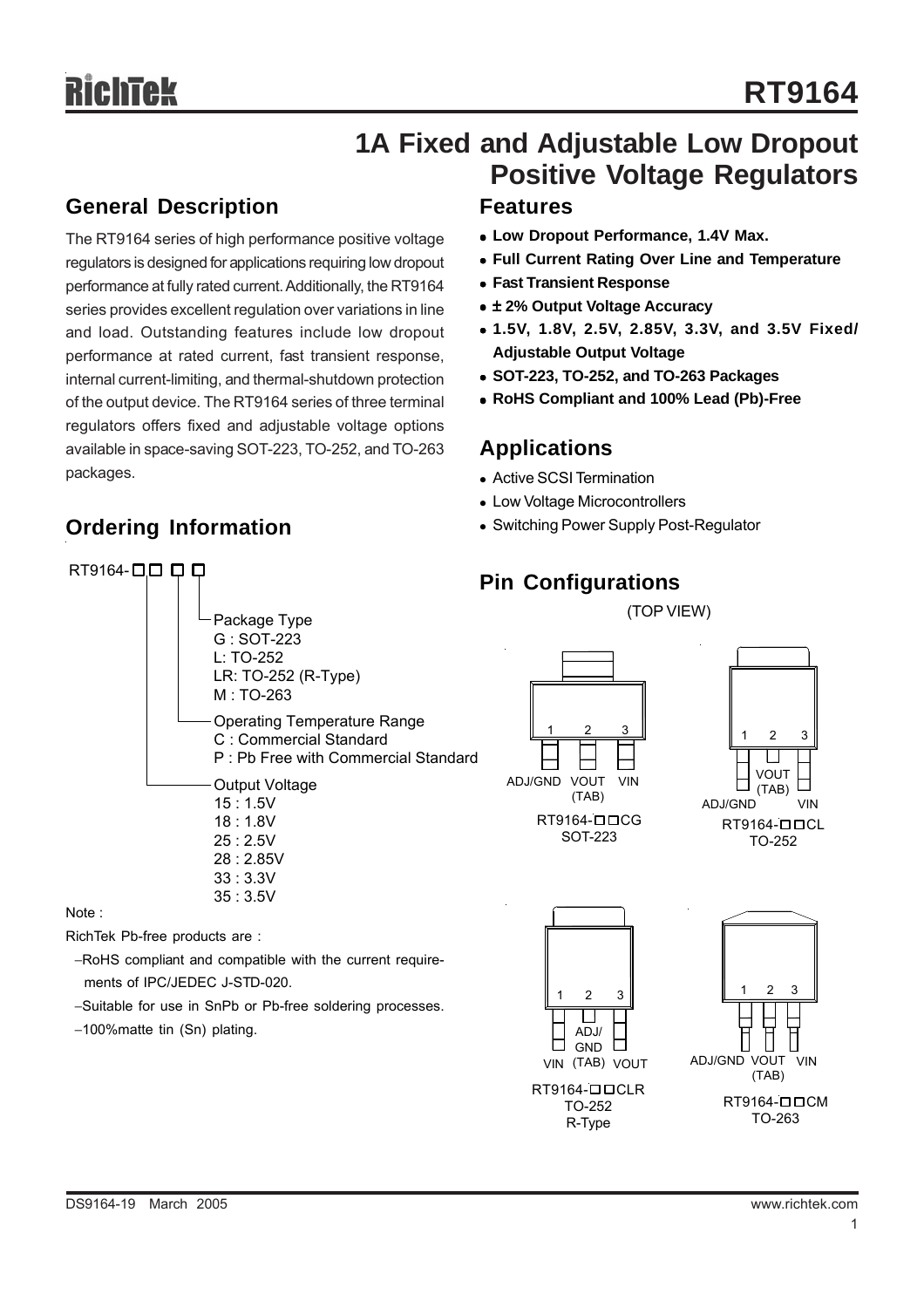# RT9164

# 1A Fixed and Adjustable Low Dropout Positive Voltage Regulators

## General Description

The RT9164 series of high performance positive voltage regulators is designed for applications requiring low dropout performance at fully rated current. Additionally, the RT9164 series provides excellent regulation over variations in line and load. Outstanding features include low dropout performance at rated current, fast transient response, internal current-limiting, and thermal-shutdown protection of the output device. The RT9164 series of three terminal regulators offers fixed and adjustable voltage options available in space-saving SOT-223, TO-252, and TO-263 packages.

## Ordering Information

RT9164-□□ □ □

- Package Type
  - G : SOT-223
  - L: TO-252
  - LR: TO-252 (R-Type)
  - M : TO-263
- Operating Temperature Range
  - C : Commercial Standard
  - P : Pb Free with Commercial Standard
- Output Voltage
  - 15 : 1.5V
  - 18 : 1.8V
  - 25 : 2.5V
  - 28 : 2.85V
  - 33 : 3.3V
  - 35 : 3.5V

Note :

RichTek Pb-free products are :

- −RoHS compliant and compatible with the current requirements of IPC/JEDEC J-STD-020.
- −Suitable for use in SnPb or Pb-free soldering processes.
- −100%matte tin (Sn) plating.

## Features

- **Low Dropout Performance, 1.4V Max.**
- **Full Current Rating Over Line and Temperature**
- **Fast Transient Response**
- **± 2% Output Voltage Accuracy**
- **1.5V, 1.8V, 2.5V, 2.85V, 3.3V, and 3.5V Fixed/ Adjustable Output Voltage**
- **SOT-223, TO-252, and TO-263 Packages**
- **RoHS Compliant and 100% Lead (Pb)-Free**

## Applications

- Active SCSI Termination
- Low Voltage Microcontrollers
- Switching Power Supply Post-Regulator

## Pin Configurations

(TOP VIEW)

RT9164-□□CG SOT-223: 1 ADJ/GND, 2 VOUT (TAB), 3 VIN

RT9164-□□CL TO-252: 1 ADJ/GND, 2 VOUT (TAB), 3 VIN

RT9164-□□CLR TO-252 R-Type: 1 VIN, 2 ADJ/GND (TAB), 3 VOUT

RT9164-□□CM TO-263: 1 ADJ/GND, 2 VOUT (TAB), 3 VIN

DS9164-19 March 2005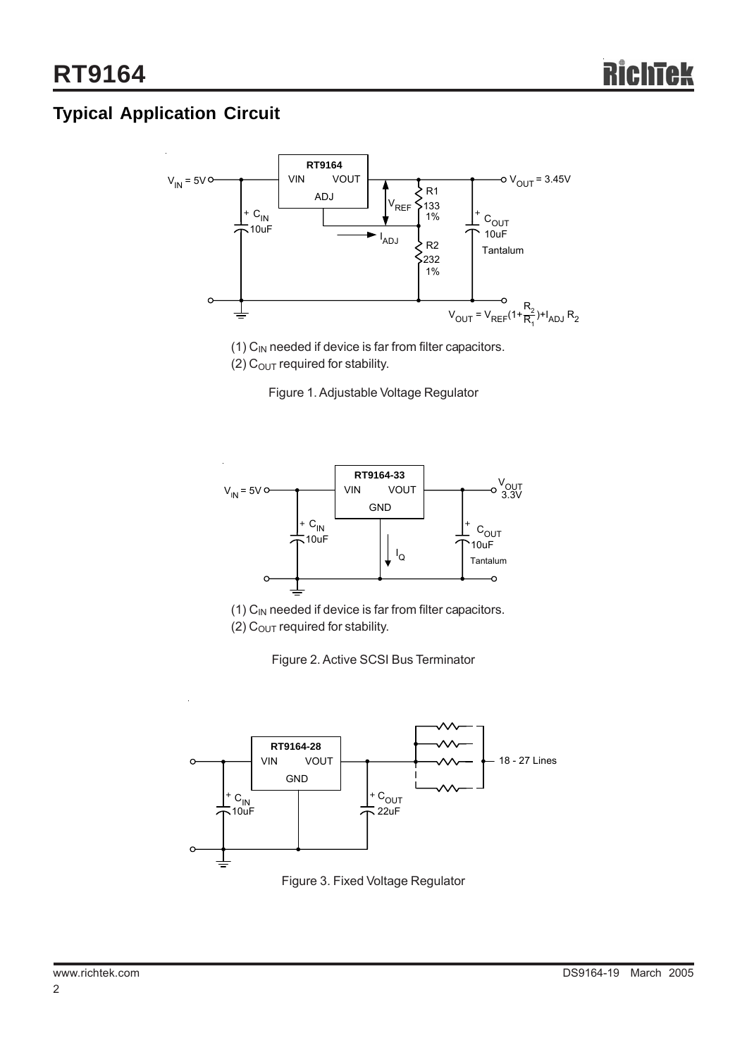## Typical Application Circuit

$V_{IN}$ = 5V

RT9164

VIN VOUT

ADJ

$V_{OUT}$ = 3.45V

$V_{REF}$

R1 133 1%

$I_{ADJ}$

R2 232 1%

$C_{IN}$ 10uF

$C_{OUT}$ 10uF Tantalum

$$V_{OUT} = V_{REF}(1+\frac{R_2}{R_1})+I_{ADJ}\,R_2$$

(1) $C_{IN}$ needed if device is far from filter capacitors.
(2) $C_{OUT}$ required for stability.

Figure 1. Adjustable Voltage Regulator

$V_{IN}$ = 5V

RT9164-33

VIN VOUT

GND

$V_{OUT}$ 3.3V

$C_{IN}$ 10uF

$I_Q$

$C_{OUT}$ 10uF Tantalum

(1) $C_{IN}$ needed if device is far from filter capacitors.
(2) $C_{OUT}$ required for stability.

Figure 2. Active SCSI Bus Terminator

RT9164-28

VIN VOUT

GND

$C_{IN}$ 10uF

$C_{OUT}$ 22uF

18 - 27 Lines

Figure 3. Fixed Voltage Regulator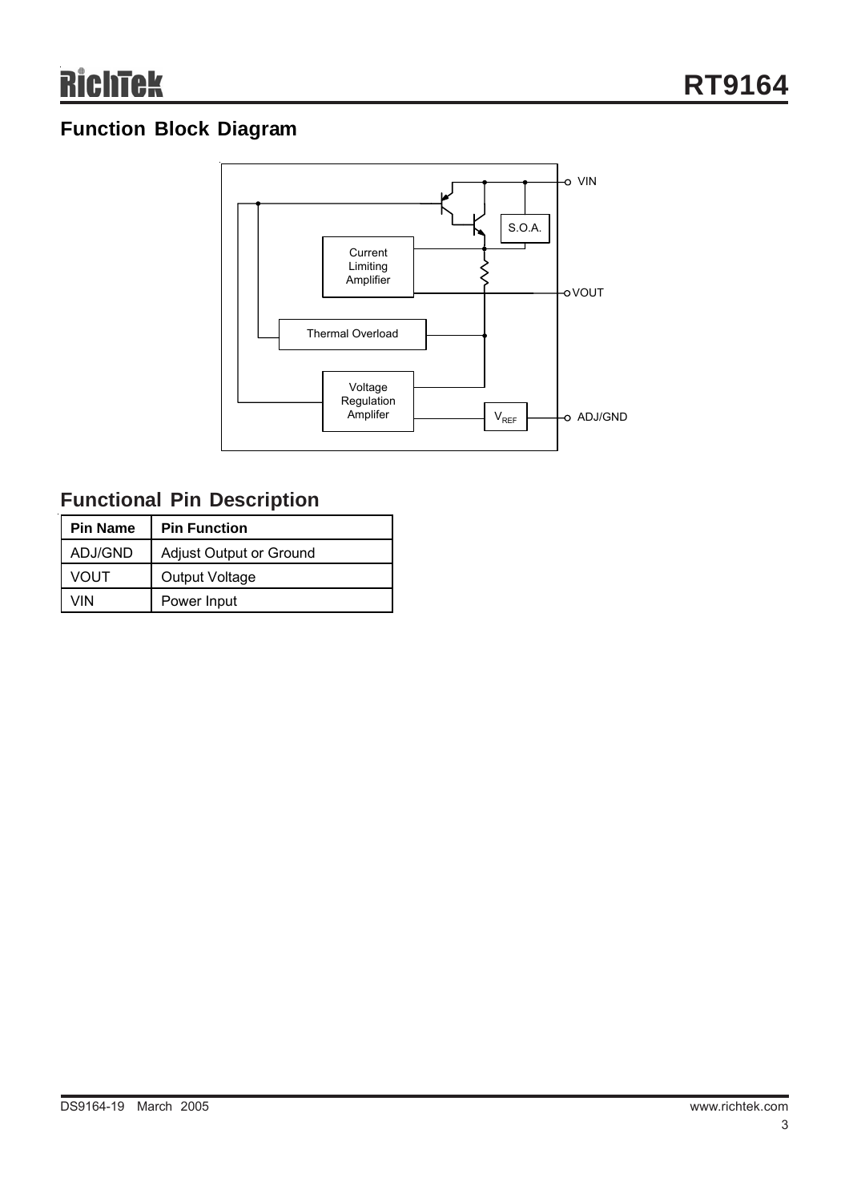## Function Block Diagram

## Functional Pin Description

| Pin Name | Pin Function |
|---|---|
| ADJ/GND | Adjust Output or Ground |
| VOUT | Output Voltage |
| VIN | Power Input |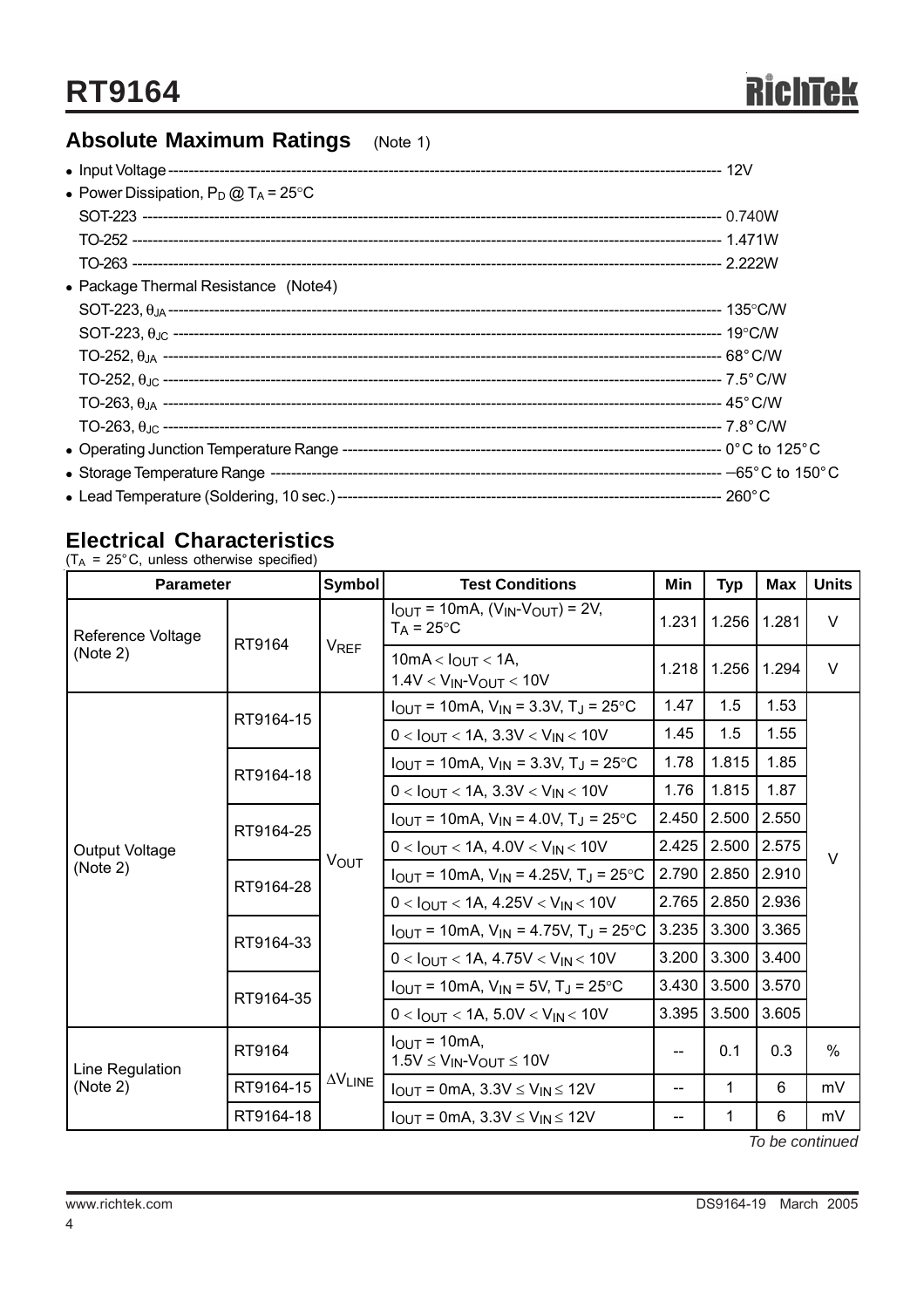## Absolute Maximum Ratings (Note 1)

- Input Voltage ---------- 12V
- Power Dissipation, $P_D$ @ $T_A$ = 25°C
  - SOT-223 ---------- 0.740W
  - TO-252 ---------- 1.471W
  - TO-263 ---------- 2.222W
- Package Thermal Resistance (Note4)
  - SOT-223, $\theta_{JA}$ ---------- 135°C/W
  - SOT-223, $\theta_{JC}$ ---------- 19°C/W
  - TO-252, $\theta_{JA}$ ---------- 68°C/W
  - TO-252, $\theta_{JC}$ ---------- 7.5°C/W
  - TO-263, $\theta_{JA}$ ---------- 45°C/W
  - TO-263, $\theta_{JC}$ ---------- 7.8°C/W
- Operating Junction Temperature Range ---------- 0°C to 125°C
- Storage Temperature Range ---------- −65°C to 150°C
- Lead Temperature (Soldering, 10 sec.) ---------- 260°C

## Electrical Characteristics

($T_A$ = 25°C, unless otherwise specified)

| Parameter | | Symbol | Test Conditions | Min | Typ | Max | Units |
|---|---|---|---|---|---|---|---|
| Reference Voltage (Note 2) | RT9164 | $V_{REF}$ | $I_{OUT}$ = 10mA, ($V_{IN}$-$V_{OUT}$) = 2V, $T_A$ = 25°C | 1.231 | 1.256 | 1.281 | V |
| | | | 10mA < $I_{OUT}$ < 1A, 1.4V < $V_{IN}$-$V_{OUT}$ < 10V | 1.218 | 1.256 | 1.294 | V |
| Output Voltage (Note 2) | RT9164-15 | $V_{OUT}$ | $I_{OUT}$ = 10mA, $V_{IN}$ = 3.3V, $T_J$ = 25°C | 1.47 | 1.5 | 1.53 | V |
| | | | 0 < $I_{OUT}$ < 1A, 3.3V < $V_{IN}$ < 10V | 1.45 | 1.5 | 1.55 | |
| | RT9164-18 | | $I_{OUT}$ = 10mA, $V_{IN}$ = 3.3V, $T_J$ = 25°C | 1.78 | 1.815 | 1.85 | |
| | | | 0 < $I_{OUT}$ < 1A, 3.3V < $V_{IN}$ < 10V | 1.76 | 1.815 | 1.87 | |
| | RT9164-25 | | $I_{OUT}$ = 10mA, $V_{IN}$ = 4.0V, $T_J$ = 25°C | 2.450 | 2.500 | 2.550 | |
| | | | 0 < $I_{OUT}$ < 1A, 4.0V < $V_{IN}$ < 10V | 2.425 | 2.500 | 2.575 | |
| | RT9164-28 | | $I_{OUT}$ = 10mA, $V_{IN}$ = 4.25V, $T_J$ = 25°C | 2.790 | 2.850 | 2.910 | |
| | | | 0 < $I_{OUT}$ < 1A, 4.25V < $V_{IN}$ < 10V | 2.765 | 2.850 | 2.936 | |
| | RT9164-33 | | $I_{OUT}$ = 10mA, $V_{IN}$ = 4.75V, $T_J$ = 25°C | 3.235 | 3.300 | 3.365 | |
| | | | 0 < $I_{OUT}$ < 1A, 4.75V < $V_{IN}$ < 10V | 3.200 | 3.300 | 3.400 | |
| | RT9164-35 | | $I_{OUT}$ = 10mA, $V_{IN}$ = 5V, $T_J$ = 25°C | 3.430 | 3.500 | 3.570 | |
| | | | 0 < $I_{OUT}$ < 1A, 5.0V < $V_{IN}$ < 10V | 3.395 | 3.500 | 3.605 | |
| Line Regulation (Note 2) | RT9164 | $\Delta V_{LINE}$ | $I_{OUT}$ = 10mA, 1.5V ≤ $V_{IN}$-$V_{OUT}$ ≤ 10V | -- | 0.1 | 0.3 | % |
| | RT9164-15 | | $I_{OUT}$ = 0mA, 3.3V ≤ $V_{IN}$ ≤ 12V | -- | 1 | 6 | mV |
| | RT9164-18 | | $I_{OUT}$ = 0mA, 3.3V ≤ $V_{IN}$ ≤ 12V | -- | 1 | 6 | mV |

*To be continued*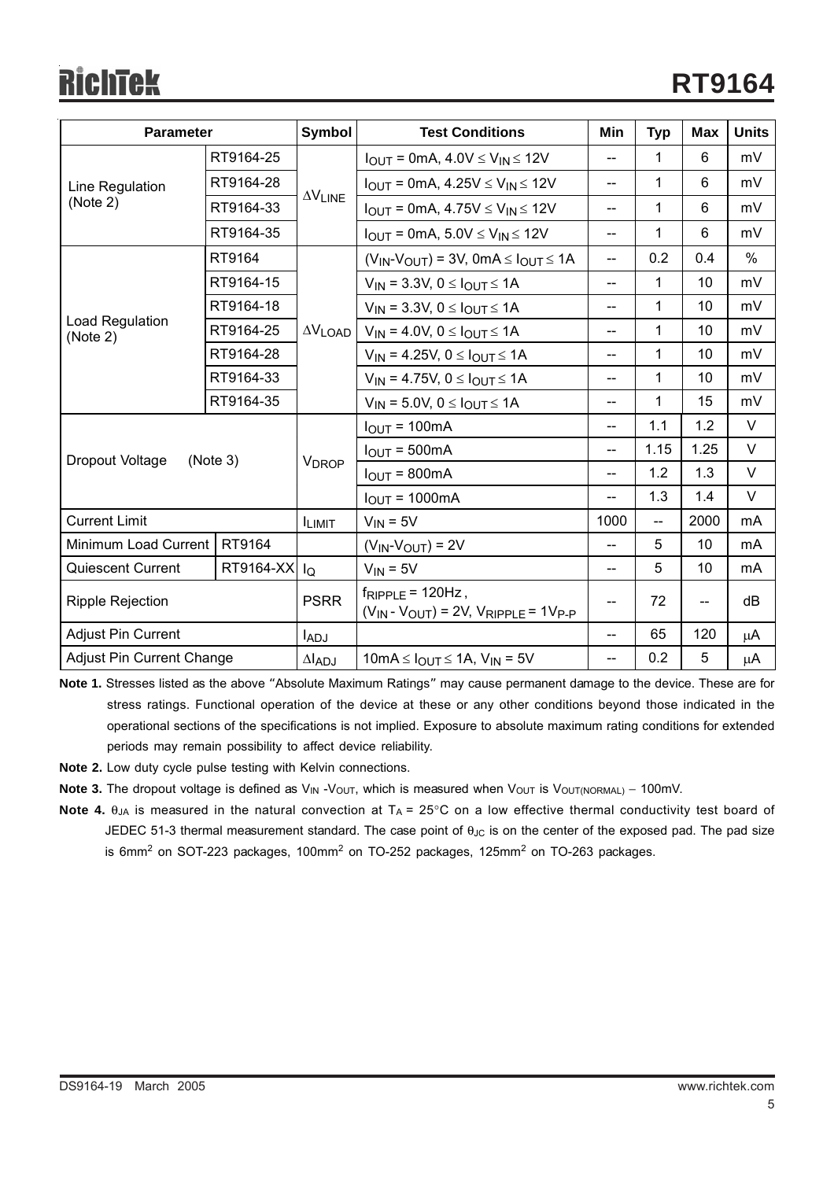| Parameter | | Symbol | Test Conditions | Min | Typ | Max | Units |
|---|---|---|---|---|---|---|---|
| Line Regulation (Note 2) | RT9164-25 | $\Delta V_{LINE}$ | $I_{OUT}$ = 0mA, 4.0V ≤ $V_{IN}$ ≤ 12V | -- | 1 | 6 | mV |
| | RT9164-28 | | $I_{OUT}$ = 0mA, 4.25V ≤ $V_{IN}$ ≤ 12V | -- | 1 | 6 | mV |
| | RT9164-33 | | $I_{OUT}$ = 0mA, 4.75V ≤ $V_{IN}$ ≤ 12V | -- | 1 | 6 | mV |
| | RT9164-35 | | $I_{OUT}$ = 0mA, 5.0V ≤ $V_{IN}$ ≤ 12V | -- | 1 | 6 | mV |
| Load Regulation (Note 2) | RT9164 | $\Delta V_{LOAD}$ | ($V_{IN}$-$V_{OUT}$) = 3V, 0mA ≤ $I_{OUT}$ ≤ 1A | -- | 0.2 | 0.4 | % |
| | RT9164-15 | | $V_{IN}$ = 3.3V, 0 ≤ $I_{OUT}$ ≤ 1A | -- | 1 | 10 | mV |
| | RT9164-18 | | $V_{IN}$ = 3.3V, 0 ≤ $I_{OUT}$ ≤ 1A | -- | 1 | 10 | mV |
| | RT9164-25 | | $V_{IN}$ = 4.0V, 0 ≤ $I_{OUT}$ ≤ 1A | -- | 1 | 10 | mV |
| | RT9164-28 | | $V_{IN}$ = 4.25V, 0 ≤ $I_{OUT}$ ≤ 1A | -- | 1 | 10 | mV |
| | RT9164-33 | | $V_{IN}$ = 4.75V, 0 ≤ $I_{OUT}$ ≤ 1A | -- | 1 | 10 | mV |
| | RT9164-35 | | $V_{IN}$ = 5.0V, 0 ≤ $I_{OUT}$ ≤ 1A | -- | 1 | 15 | mV |
| Dropout Voltage (Note 3) | | $V_{DROP}$ | $I_{OUT}$ = 100mA | -- | 1.1 | 1.2 | V |
| | | | $I_{OUT}$ = 500mA | -- | 1.15 | 1.25 | V |
| | | | $I_{OUT}$ = 800mA | -- | 1.2 | 1.3 | V |
| | | | $I_{OUT}$ = 1000mA | -- | 1.3 | 1.4 | V |
| Current Limit | | $I_{LIMIT}$ | $V_{IN}$ = 5V | 1000 | -- | 2000 | mA |
| Minimum Load Current | RT9164 | | ($V_{IN}$-$V_{OUT}$) = 2V | -- | 5 | 10 | mA |
| Quiescent Current | RT9164-XX | $I_Q$ | $V_{IN}$ = 5V | -- | 5 | 10 | mA |
| Ripple Rejection | | PSRR | $f_{RIPPLE}$ = 120Hz, ($V_{IN}$ - $V_{OUT}$) = 2V, $V_{RIPPLE}$ = $1V_{P-P}$ | -- | 72 | -- | dB |
| Adjust Pin Current | | $I_{ADJ}$ | | -- | 65 | 120 | μA |
| Adjust Pin Current Change | | $\Delta I_{ADJ}$ | 10mA ≤ $I_{OUT}$ ≤ 1A, $V_{IN}$ = 5V | -- | 0.2 | 5 | μA |

**Note 1.** Stresses listed as the above "Absolute Maximum Ratings" may cause permanent damage to the device. These are for stress ratings. Functional operation of the device at these or any other conditions beyond those indicated in the operational sections of the specifications is not implied. Exposure to absolute maximum rating conditions for extended periods may remain possibility to affect device reliability.

**Note 2.** Low duty cycle pulse testing with Kelvin connections.

**Note 3.** The dropout voltage is defined as $V_{IN}$ -$V_{OUT}$, which is measured when $V_{OUT}$ is $V_{OUT(NORMAL)}$ − 100mV.

**Note 4.** $\theta_{JA}$ is measured in the natural convection at $T_A$ = 25°C on a low effective thermal conductivity test board of JEDEC 51-3 thermal measurement standard. The case point of $\theta_{JC}$ is on the center of the exposed pad. The pad size is 6mm$^2$ on SOT-223 packages, 100mm$^2$ on TO-252 packages, 125mm$^2$ on TO-263 packages.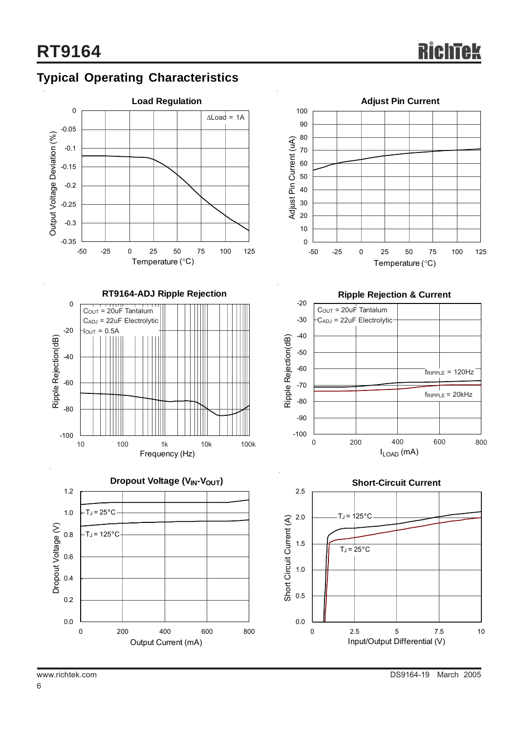## Typical Operating Characteristics

**Load Regulation**

ΔLoad = 1A

Output Voltage Deviation (%) vs. Temperature (°C)

**Adjust Pin Current**

Adjust Pin Current (uA) vs. Temperature (°C)

**RT9164-ADJ Ripple Rejection**

$C_{OUT}$ = 20uF Tantalum
$C_{ADJ}$ = 22uF Electrolytic
$I_{OUT}$ = 0.5A

Ripple Rejection(dB) vs. Frequency (Hz)

**Ripple Rejection & Current**

$C_{OUT}$ = 20uF Tantalum
$C_{ADJ}$ = 22uF Electrolytic

$f_{RIPPLE}$ = 120Hz
$f_{RIPPLE}$ = 20kHz

Ripple Rejection(dB) vs. $I_{LOAD}$ (mA)

**Dropout Voltage ($V_{IN}$-$V_{OUT}$)**

$T_J$ = 25°C
$T_J$ = 125°C

Dropout Voltage (V) vs. Output Current (mA)

**Short-Circuit Current**

$T_J$ = 125°C
$T_J$ = 25°C

Short Circuit Current (A) vs. Input/Output Differential (V)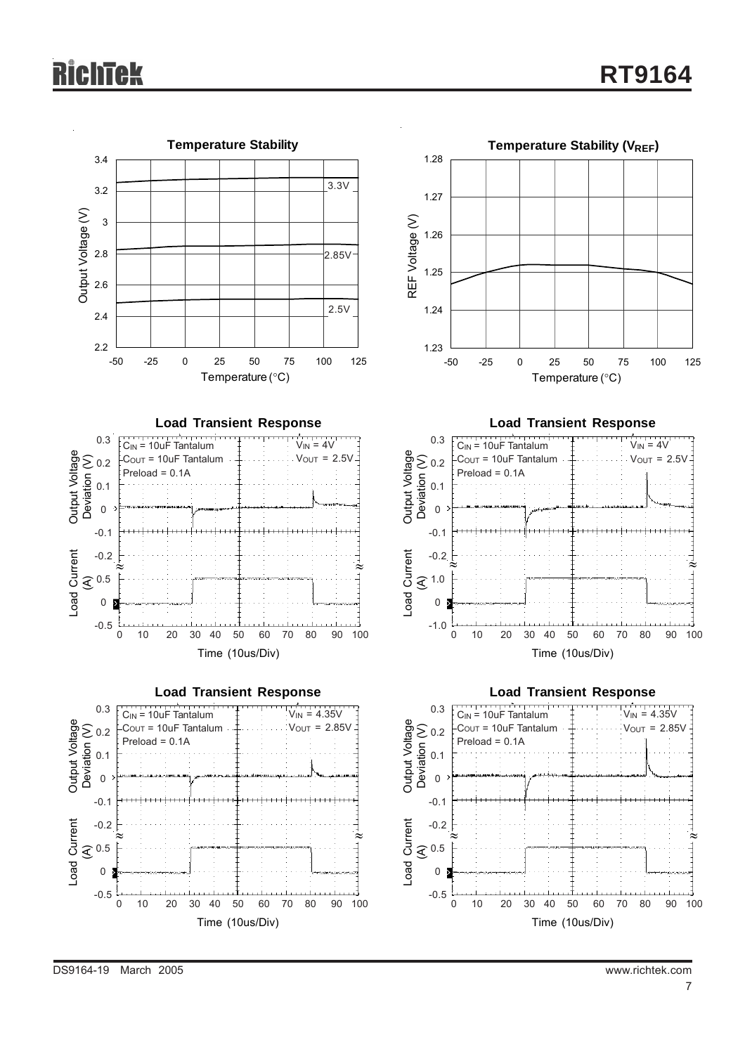**Temperature Stability**

Output Voltage (V) vs. Temperature (°C): curves for 3.3V, 2.85V, 2.5V

**Temperature Stability ($V_{REF}$)**

REF Voltage (V) vs. Temperature (°C)

**Load Transient Response**

$C_{IN}$ = 10uF Tantalum, $C_{OUT}$ = 10uF Tantalum, Preload = 0.1A, $V_{IN}$ = 4V, $V_{OUT}$ = 2.5V

Output Voltage Deviation (V); Load Current (A); Time (10us/Div)

**Load Transient Response**

$C_{IN}$ = 10uF Tantalum, $C_{OUT}$ = 10uF Tantalum, Preload = 0.1A, $V_{IN}$ = 4V, $V_{OUT}$ = 2.5V

Output Voltage Deviation (V); Load Current (A); Time (10us/Div)

**Load Transient Response**

$C_{IN}$ = 10uF Tantalum, $C_{OUT}$ = 10uF Tantalum, Preload = 0.1A, $V_{IN}$ = 4.35V, $V_{OUT}$ = 2.85V

Output Voltage Deviation (V); Load Current (A); Time (10us/Div)

**Load Transient Response**

$C_{IN}$ = 10uF Tantalum, $C_{OUT}$ = 10uF Tantalum, Preload = 0.1A, $V_{IN}$ = 4.35V, $V_{OUT}$ = 2.85V

Output Voltage Deviation (V); Load Current (A); Time (10us/Div)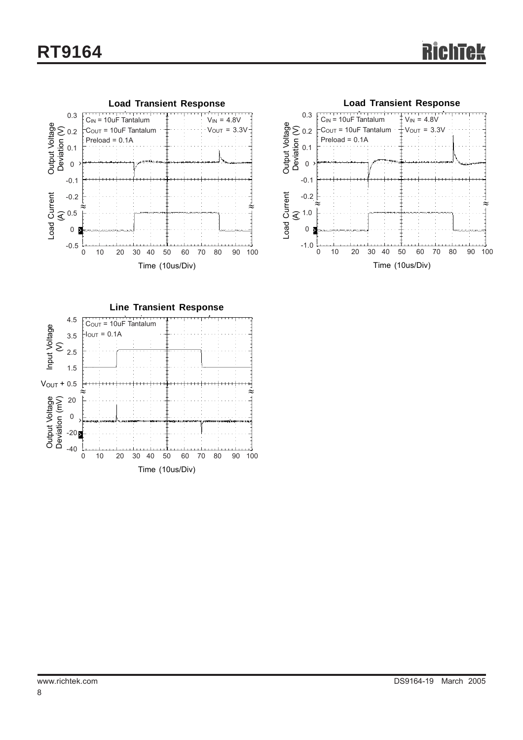**Load Transient Response**

$C_{IN}$ = 10uF Tantalum
$C_{OUT}$ = 10uF Tantalum
Preload = 0.1A
$V_{IN}$ = 4.8V
$V_{OUT}$ = 3.3V

Output Voltage Deviation (V)

Load Current (A)

Time (10us/Div)

**Load Transient Response**

$C_{IN}$ = 10uF Tantalum
$C_{OUT}$ = 10uF Tantalum
Preload = 0.1A
$V_{IN}$ = 4.8V
$V_{OUT}$ = 3.3V

Output Voltage Deviation (V)

Load Current (A)

Time (10us/Div)

**Line Transient Response**

$C_{OUT}$ = 10uF Tantalum
$I_{OUT}$ = 0.1A

Input Voltage (V)

Output Voltage Deviation (mV)

Time (10us/Div)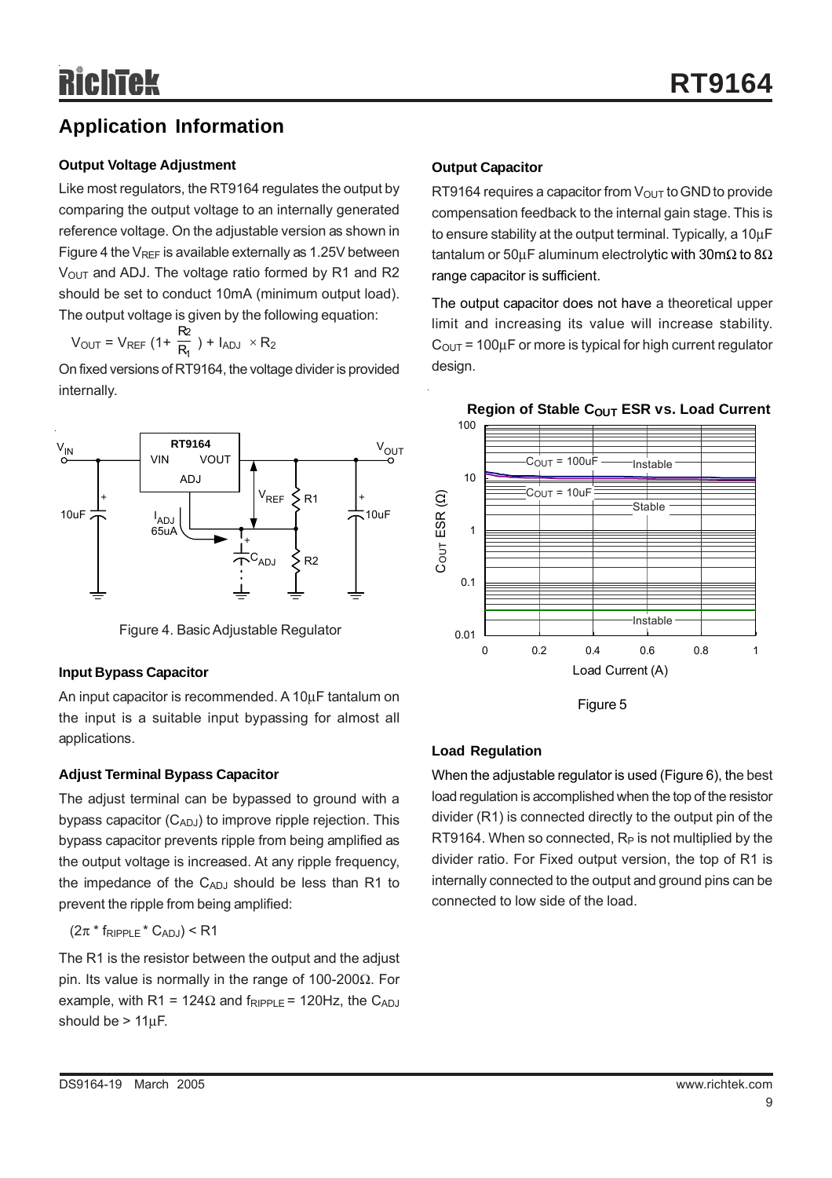## Application Information

### Output Voltage Adjustment

Like most regulators, the RT9164 regulates the output by comparing the output voltage to an internally generated reference voltage. On the adjustable version as shown in Figure 4 the $V_{REF}$ is available externally as 1.25V between $V_{OUT}$ and ADJ. The voltage ratio formed by R1 and R2 should be set to conduct 10mA (minimum output load). The output voltage is given by the following equation:

$$V_{OUT} = V_{REF}\left(1 + \frac{R_2}{R_1}\right) + I_{ADJ} \times R_2$$

On fixed versions of RT9164, the voltage divider is provided internally.

Figure 4. Basic Adjustable Regulator

### Input Bypass Capacitor

An input capacitor is recommended. A 10μF tantalum on the input is a suitable input bypassing for almost all applications.

### Adjust Terminal Bypass Capacitor

The adjust terminal can be bypassed to ground with a bypass capacitor ($C_{ADJ}$) to improve ripple rejection. This bypass capacitor prevents ripple from being amplified as the output voltage is increased. At any ripple frequency, the impedance of the $C_{ADJ}$ should be less than R1 to prevent the ripple from being amplified:

$$(2\pi * f_{RIPPLE} * C_{ADJ}) < R1$$

The R1 is the resistor between the output and the adjust pin. Its value is normally in the range of 100-200Ω. For example, with R1 = 124Ω and $f_{RIPPLE}$ = 120Hz, the $C_{ADJ}$ should be > 11μF.

### Output Capacitor

RT9164 requires a capacitor from $V_{OUT}$ to GND to provide compensation feedback to the internal gain stage. This is to ensure stability at the output terminal. Typically, a 10μF tantalum or 50μF aluminum electrolytic with 30mΩ to 8Ω range capacitor is sufficient.

The output capacitor does not have a theoretical upper limit and increasing its value will increase stability. $C_{OUT}$ = 100μF or more is typical for high current regulator design.

Figure 5

### Load Regulation

When the adjustable regulator is used (Figure 6), the best load regulation is accomplished when the top of the resistor divider (R1) is connected directly to the output pin of the RT9164. When so connected, $R_P$ is not multiplied by the divider ratio. For Fixed output version, the top of R1 is internally connected to the output and ground pins can be connected to low side of the load.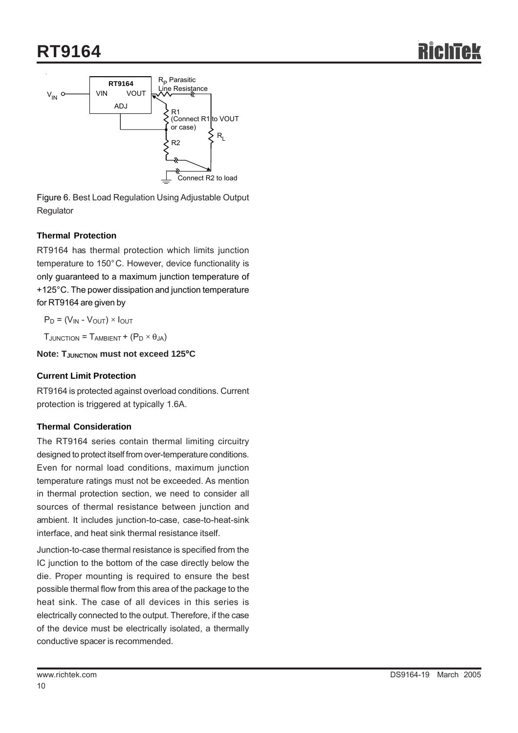Figure 6. Best Load Regulation Using Adjustable Output Regulator

### Thermal Protection

RT9164 has thermal protection which limits junction temperature to 150°C. However, device functionality is only guaranteed to a maximum junction temperature of +125°C. The power dissipation and junction temperature for RT9164 are given by

$P_D = (V_{IN} - V_{OUT}) \times I_{OUT}$

$T_{JUNCTION} = T_{AMBIENT} + (P_D \times \theta_{JA})$

**Note: $T_{JUNCTION}$ must not exceed 125°C**

### Current Limit Protection

RT9164 is protected against overload conditions. Current protection is triggered at typically 1.6A.

### Thermal Consideration

The RT9164 series contain thermal limiting circuitry designed to protect itself from over-temperature conditions. Even for normal load conditions, maximum junction temperature ratings must not be exceeded. As mention in thermal protection section, we need to consider all sources of thermal resistance between junction and ambient. It includes junction-to-case, case-to-heat-sink interface, and heat sink thermal resistance itself.

Junction-to-case thermal resistance is specified from the IC junction to the bottom of the case directly below the die. Proper mounting is required to ensure the best possible thermal flow from this area of the package to the heat sink. The case of all devices in this series is electrically connected to the output. Therefore, if the case of the device must be electrically isolated, a thermally conductive spacer is recommended.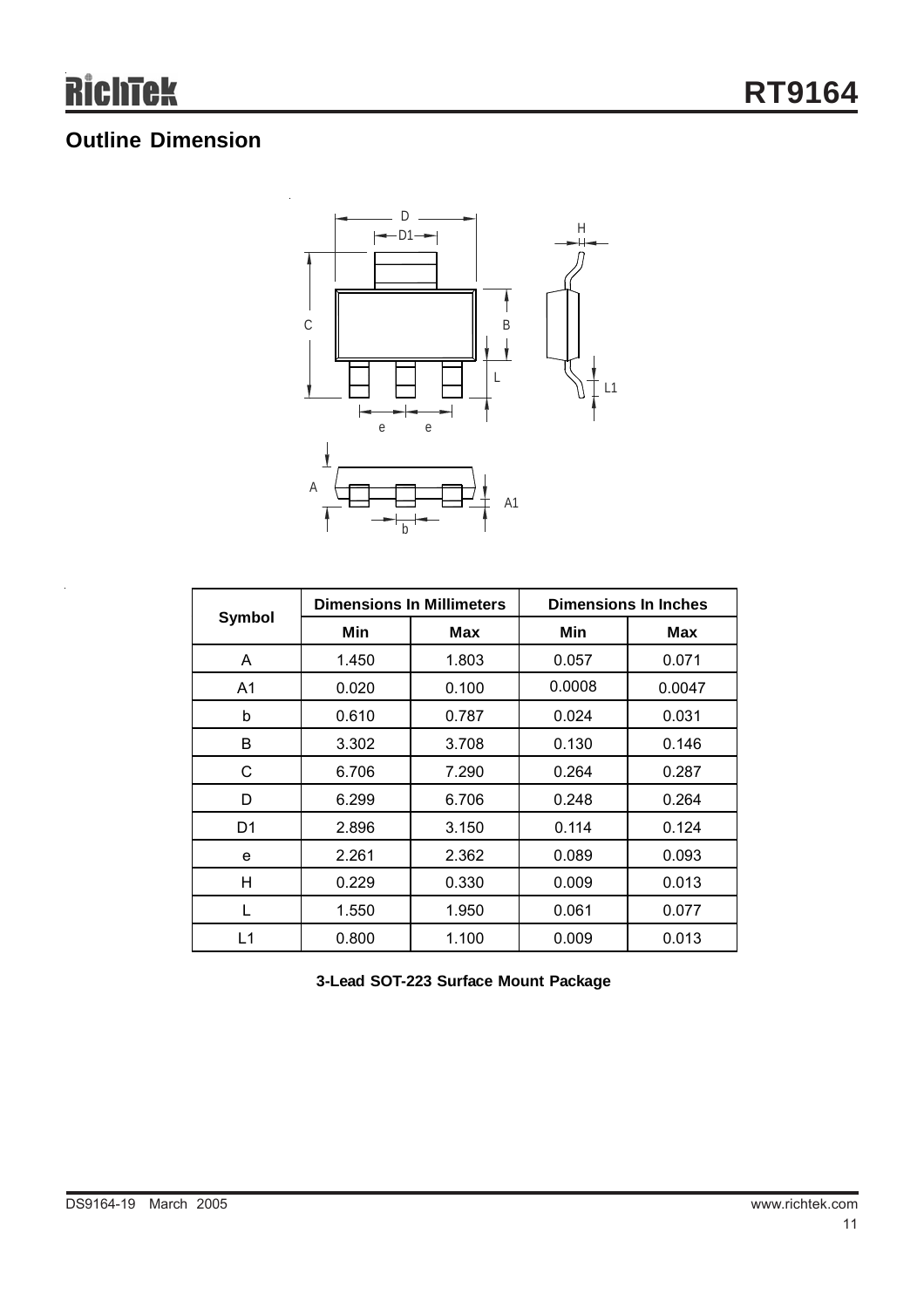## Outline Dimension

| Symbol | Dimensions In Millimeters | | Dimensions In Inches | |
|---|---|---|---|---|
| | Min | Max | Min | Max |
| A | 1.450 | 1.803 | 0.057 | 0.071 |
| A1 | 0.020 | 0.100 | 0.0008 | 0.0047 |
| b | 0.610 | 0.787 | 0.024 | 0.031 |
| B | 3.302 | 3.708 | 0.130 | 0.146 |
| C | 6.706 | 7.290 | 0.264 | 0.287 |
| D | 6.299 | 6.706 | 0.248 | 0.264 |
| D1 | 2.896 | 3.150 | 0.114 | 0.124 |
| e | 2.261 | 2.362 | 0.089 | 0.093 |
| H | 0.229 | 0.330 | 0.009 | 0.013 |
| L | 1.550 | 1.950 | 0.061 | 0.077 |
| L1 | 0.800 | 1.100 | 0.009 | 0.013 |

**3-Lead SOT-223 Surface Mount Package**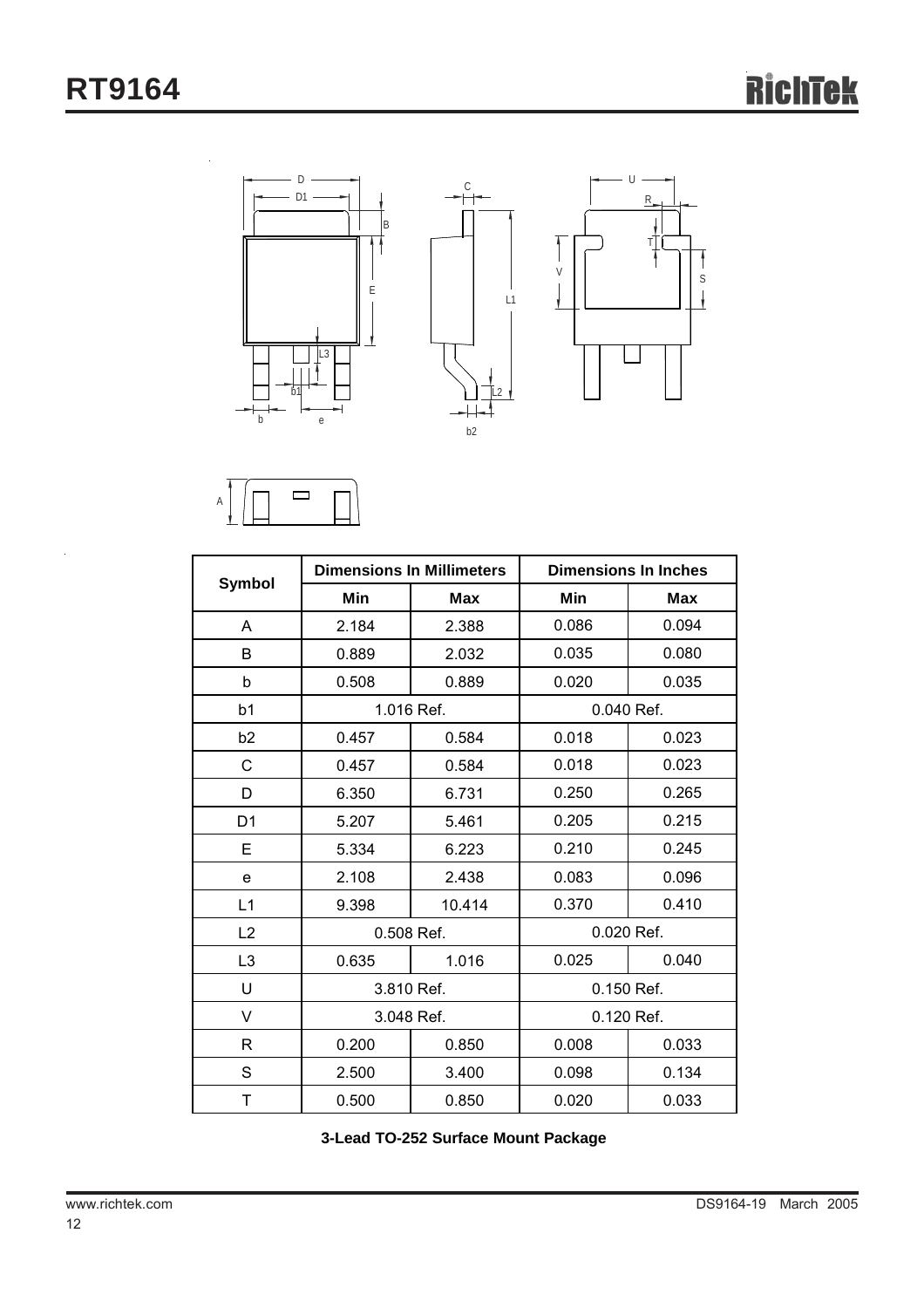| Symbol | Dimensions In Millimeters | | Dimensions In Inches | |
|---|---|---|---|---|
| | Min | Max | Min | Max |
| A | 2.184 | 2.388 | 0.086 | 0.094 |
| B | 0.889 | 2.032 | 0.035 | 0.080 |
| b | 0.508 | 0.889 | 0.020 | 0.035 |
| b1 | 1.016 Ref. | | 0.040 Ref. | |
| b2 | 0.457 | 0.584 | 0.018 | 0.023 |
| C | 0.457 | 0.584 | 0.018 | 0.023 |
| D | 6.350 | 6.731 | 0.250 | 0.265 |
| D1 | 5.207 | 5.461 | 0.205 | 0.215 |
| E | 5.334 | 6.223 | 0.210 | 0.245 |
| e | 2.108 | 2.438 | 0.083 | 0.096 |
| L1 | 9.398 | 10.414 | 0.370 | 0.410 |
| L2 | 0.508 Ref. | | 0.020 Ref. | |
| L3 | 0.635 | 1.016 | 0.025 | 0.040 |
| U | 3.810 Ref. | | 0.150 Ref. | |
| V | 3.048 Ref. | | 0.120 Ref. | |
| R | 0.200 | 0.850 | 0.008 | 0.033 |
| S | 2.500 | 3.400 | 0.098 | 0.134 |
| T | 0.500 | 0.850 | 0.020 | 0.033 |

**3-Lead TO-252 Surface Mount Package**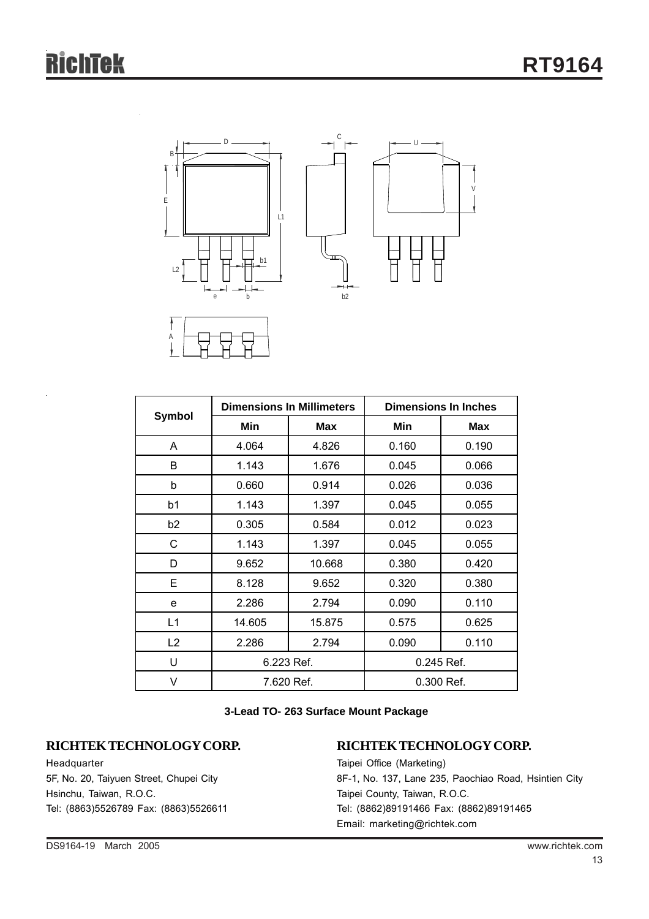| Symbol | Dimensions In Millimeters | | Dimensions In Inches | |
|---|---|---|---|---|
| | Min | Max | Min | Max |
| A | 4.064 | 4.826 | 0.160 | 0.190 |
| B | 1.143 | 1.676 | 0.045 | 0.066 |
| b | 0.660 | 0.914 | 0.026 | 0.036 |
| b1 | 1.143 | 1.397 | 0.045 | 0.055 |
| b2 | 0.305 | 0.584 | 0.012 | 0.023 |
| C | 1.143 | 1.397 | 0.045 | 0.055 |
| D | 9.652 | 10.668 | 0.380 | 0.420 |
| E | 8.128 | 9.652 | 0.320 | 0.380 |
| e | 2.286 | 2.794 | 0.090 | 0.110 |
| L1 | 14.605 | 15.875 | 0.575 | 0.625 |
| L2 | 2.286 | 2.794 | 0.090 | 0.110 |
| U | 6.223 Ref. | | 0.245 Ref. | |
| V | 7.620 Ref. | | 0.300 Ref. | |

**3-Lead TO- 263 Surface Mount Package**

## RICHTEK TECHNOLOGY CORP.

Headquarter
5F, No. 20, Taiyuen Street, Chupei City
Hsinchu, Taiwan, R.O.C.
Tel: (8863)5526789 Fax: (8863)5526611

## RICHTEK TECHNOLOGY CORP.

Taipei Office (Marketing)
8F-1, No. 137, Lane 235, Paochiao Road, Hsintien City
Taipei County, Taiwan, R.O.C.
Tel: (8862)89191466 Fax: (8862)89191465
Email: marketing@richtek.com